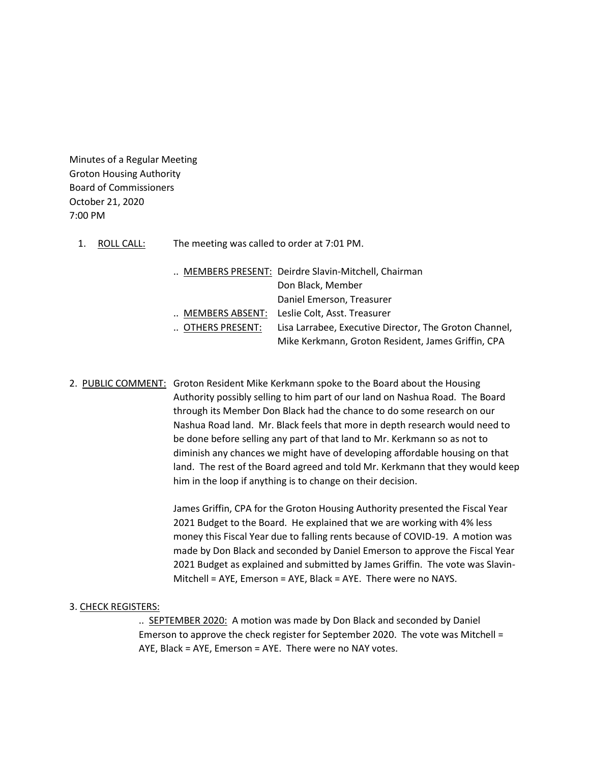Minutes of a Regular Meeting
Groton Housing Authority
Board of Commissioners
October 21, 2020
7:00 PM

1. <u>ROLL CALL:</u> The meeting was called to order at 7:01 PM.

   .. <u>MEMBERS PRESENT:</u> Deirdre Slavin-Mitchell, Chairman
   Don Black, Member
   Daniel Emerson, Treasurer

   .. <u>MEMBERS ABSENT:</u> Leslie Colt, Asst. Treasurer

   .. <u>OTHERS PRESENT:</u> Lisa Larrabee, Executive Director, The Groton Channel, Mike Kerkmann, Groton Resident, James Griffin, CPA

2. <u>PUBLIC COMMENT:</u> Groton Resident Mike Kerkmann spoke to the Board about the Housing Authority possibly selling to him part of our land on Nashua Road. The Board through its Member Don Black had the chance to do some research on our Nashua Road land. Mr. Black feels that more in depth research would need to be done before selling any part of that land to Mr. Kerkmann so as not to diminish any chances we might have of developing affordable housing on that land. The rest of the Board agreed and told Mr. Kerkmann that they would keep him in the loop if anything is to change on their decision.

   James Griffin, CPA for the Groton Housing Authority presented the Fiscal Year 2021 Budget to the Board. He explained that we are working with 4% less money this Fiscal Year due to falling rents because of COVID-19. A motion was made by Don Black and seconded by Daniel Emerson to approve the Fiscal Year 2021 Budget as explained and submitted by James Griffin. The vote was Slavin-Mitchell = AYE, Emerson = AYE, Black = AYE. There were no NAYS.

3. <u>CHECK REGISTERS:</u>

   .. <u>SEPTEMBER 2020:</u> A motion was made by Don Black and seconded by Daniel Emerson to approve the check register for September 2020. The vote was Mitchell = AYE, Black = AYE, Emerson = AYE. There were no NAY votes.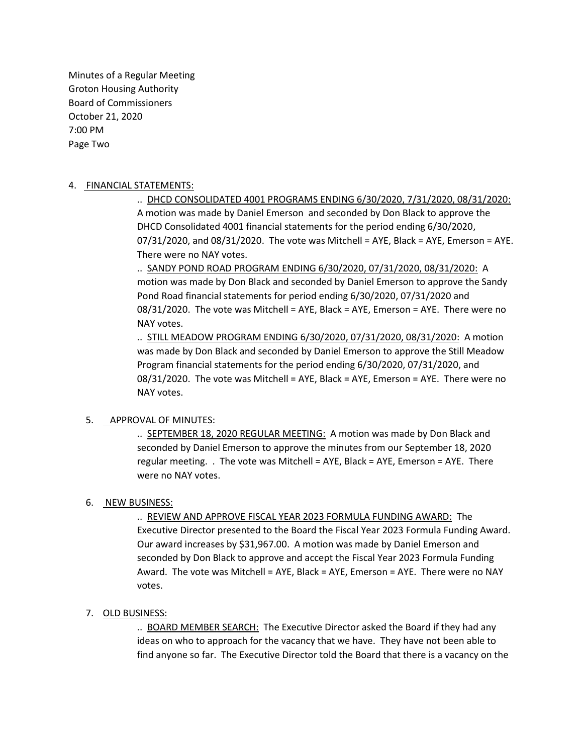Minutes of a Regular Meeting
Groton Housing Authority
Board of Commissioners
October 21, 2020
7:00 PM
Page Two

4. <u>FINANCIAL STATEMENTS:</u>

.. <u>DHCD CONSOLIDATED 4001 PROGRAMS ENDING 6/30/2020, 7/31/2020, 08/31/2020:</u> A motion was made by Daniel Emerson and seconded by Don Black to approve the DHCD Consolidated 4001 financial statements for the period ending 6/30/2020, 07/31/2020, and 08/31/2020. The vote was Mitchell = AYE, Black = AYE, Emerson = AYE. There were no NAY votes.

.. <u>SANDY POND ROAD PROGRAM ENDING 6/30/2020, 07/31/2020, 08/31/2020:</u> A motion was made by Don Black and seconded by Daniel Emerson to approve the Sandy Pond Road financial statements for period ending 6/30/2020, 07/31/2020 and 08/31/2020. The vote was Mitchell = AYE, Black = AYE, Emerson = AYE. There were no NAY votes.

.. <u>STILL MEADOW PROGRAM ENDING 6/30/2020, 07/31/2020, 08/31/2020:</u> A motion was made by Don Black and seconded by Daniel Emerson to approve the Still Meadow Program financial statements for the period ending 6/30/2020, 07/31/2020, and 08/31/2020. The vote was Mitchell = AYE, Black = AYE, Emerson = AYE. There were no NAY votes.

5. <u>APPROVAL OF MINUTES:</u>

.. <u>SEPTEMBER 18, 2020 REGULAR MEETING:</u> A motion was made by Don Black and seconded by Daniel Emerson to approve the minutes from our September 18, 2020 regular meeting. . The vote was Mitchell = AYE, Black = AYE, Emerson = AYE. There were no NAY votes.

6. <u>NEW BUSINESS:</u>

.. <u>REVIEW AND APPROVE FISCAL YEAR 2023 FORMULA FUNDING AWARD:</u> The Executive Director presented to the Board the Fiscal Year 2023 Formula Funding Award. Our award increases by $31,967.00. A motion was made by Daniel Emerson and seconded by Don Black to approve and accept the Fiscal Year 2023 Formula Funding Award. The vote was Mitchell = AYE, Black = AYE, Emerson = AYE. There were no NAY votes.

7. <u>OLD BUSINESS:</u>

.. <u>BOARD MEMBER SEARCH:</u> The Executive Director asked the Board if they had any ideas on who to approach for the vacancy that we have. They have not been able to find anyone so far. The Executive Director told the Board that there is a vacancy on the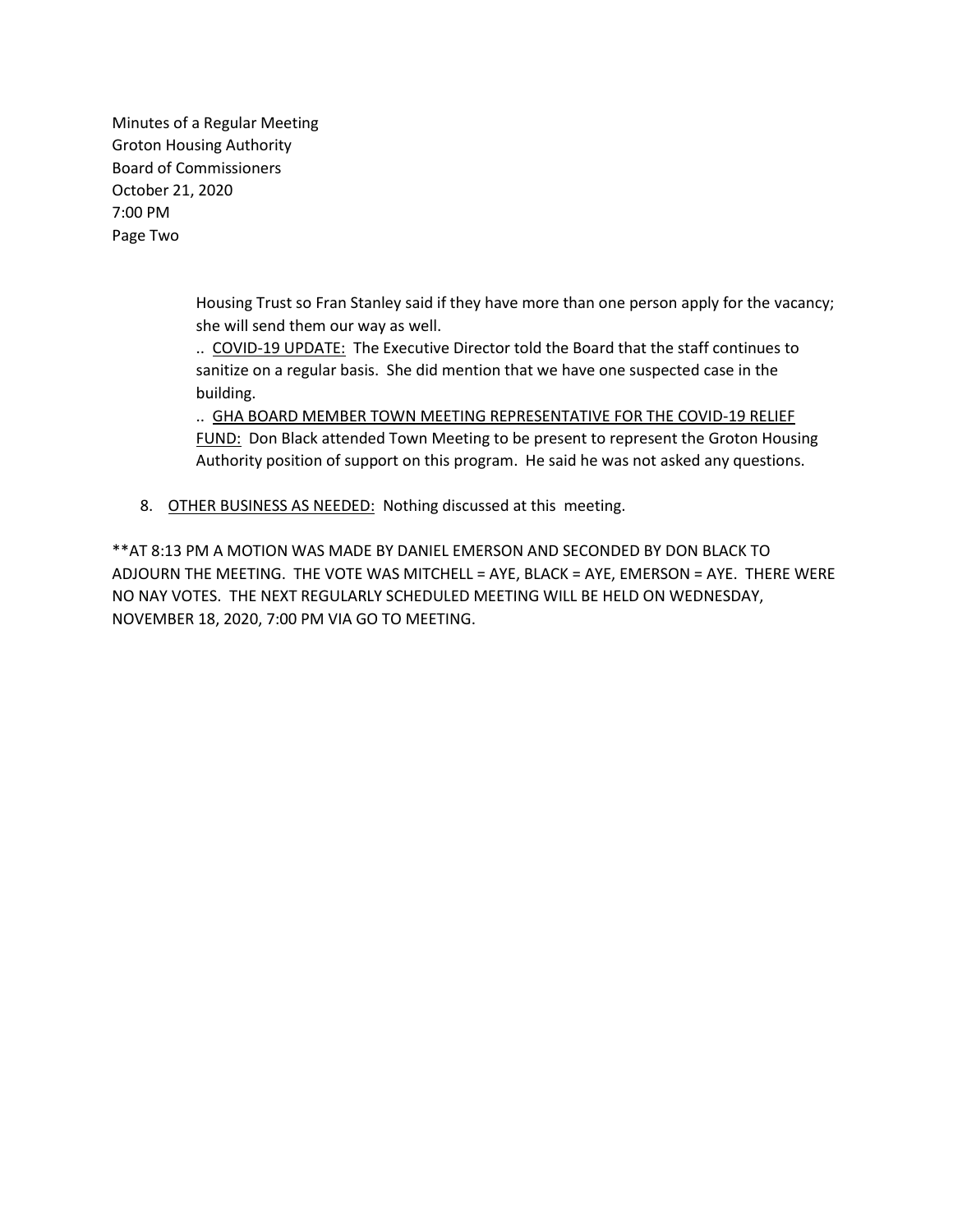Minutes of a Regular Meeting
Groton Housing Authority
Board of Commissioners
October 21, 2020
7:00 PM
Page Two

Housing Trust so Fran Stanley said if they have more than one person apply for the vacancy; she will send them our way as well.

.. COVID-19 UPDATE: The Executive Director told the Board that the staff continues to sanitize on a regular basis. She did mention that we have one suspected case in the building.

.. GHA BOARD MEMBER TOWN MEETING REPRESENTATIVE FOR THE COVID-19 RELIEF FUND: Don Black attended Town Meeting to be present to represent the Groton Housing Authority position of support on this program. He said he was not asked any questions.

8. OTHER BUSINESS AS NEEDED: Nothing discussed at this meeting.

**AT 8:13 PM A MOTION WAS MADE BY DANIEL EMERSON AND SECONDED BY DON BLACK TO ADJOURN THE MEETING. THE VOTE WAS MITCHELL = AYE, BLACK = AYE, EMERSON = AYE. THERE WERE NO NAY VOTES. THE NEXT REGULARLY SCHEDULED MEETING WILL BE HELD ON WEDNESDAY, NOVEMBER 18, 2020, 7:00 PM VIA GO TO MEETING.